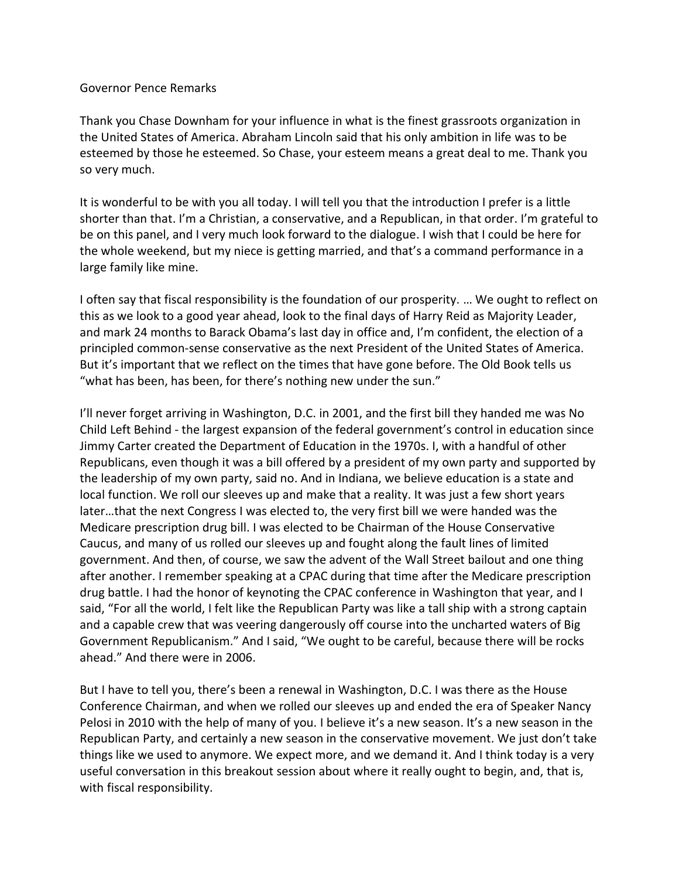Governor Pence Remarks

Thank you Chase Downham for your influence in what is the finest grassroots organization in the United States of America. Abraham Lincoln said that his only ambition in life was to be esteemed by those he esteemed. So Chase, your esteem means a great deal to me. Thank you so very much.

It is wonderful to be with you all today. I will tell you that the introduction I prefer is a little shorter than that. I'm a Christian, a conservative, and a Republican, in that order. I'm grateful to be on this panel, and I very much look forward to the dialogue. I wish that I could be here for the whole weekend, but my niece is getting married, and that's a command performance in a large family like mine.

I often say that fiscal responsibility is the foundation of our prosperity. … We ought to reflect on this as we look to a good year ahead, look to the final days of Harry Reid as Majority Leader, and mark 24 months to Barack Obama's last day in office and, I'm confident, the election of a principled common-sense conservative as the next President of the United States of America. But it's important that we reflect on the times that have gone before. The Old Book tells us "what has been, has been, for there's nothing new under the sun."

I'll never forget arriving in Washington, D.C. in 2001, and the first bill they handed me was No Child Left Behind - the largest expansion of the federal government's control in education since Jimmy Carter created the Department of Education in the 1970s. I, with a handful of other Republicans, even though it was a bill offered by a president of my own party and supported by the leadership of my own party, said no. And in Indiana, we believe education is a state and local function. We roll our sleeves up and make that a reality. It was just a few short years later…that the next Congress I was elected to, the very first bill we were handed was the Medicare prescription drug bill. I was elected to be Chairman of the House Conservative Caucus, and many of us rolled our sleeves up and fought along the fault lines of limited government. And then, of course, we saw the advent of the Wall Street bailout and one thing after another. I remember speaking at a CPAC during that time after the Medicare prescription drug battle. I had the honor of keynoting the CPAC conference in Washington that year, and I said, "For all the world, I felt like the Republican Party was like a tall ship with a strong captain and a capable crew that was veering dangerously off course into the uncharted waters of Big Government Republicanism." And I said, "We ought to be careful, because there will be rocks ahead." And there were in 2006.

But I have to tell you, there's been a renewal in Washington, D.C. I was there as the House Conference Chairman, and when we rolled our sleeves up and ended the era of Speaker Nancy Pelosi in 2010 with the help of many of you. I believe it's a new season. It's a new season in the Republican Party, and certainly a new season in the conservative movement. We just don't take things like we used to anymore. We expect more, and we demand it. And I think today is a very useful conversation in this breakout session about where it really ought to begin, and, that is, with fiscal responsibility.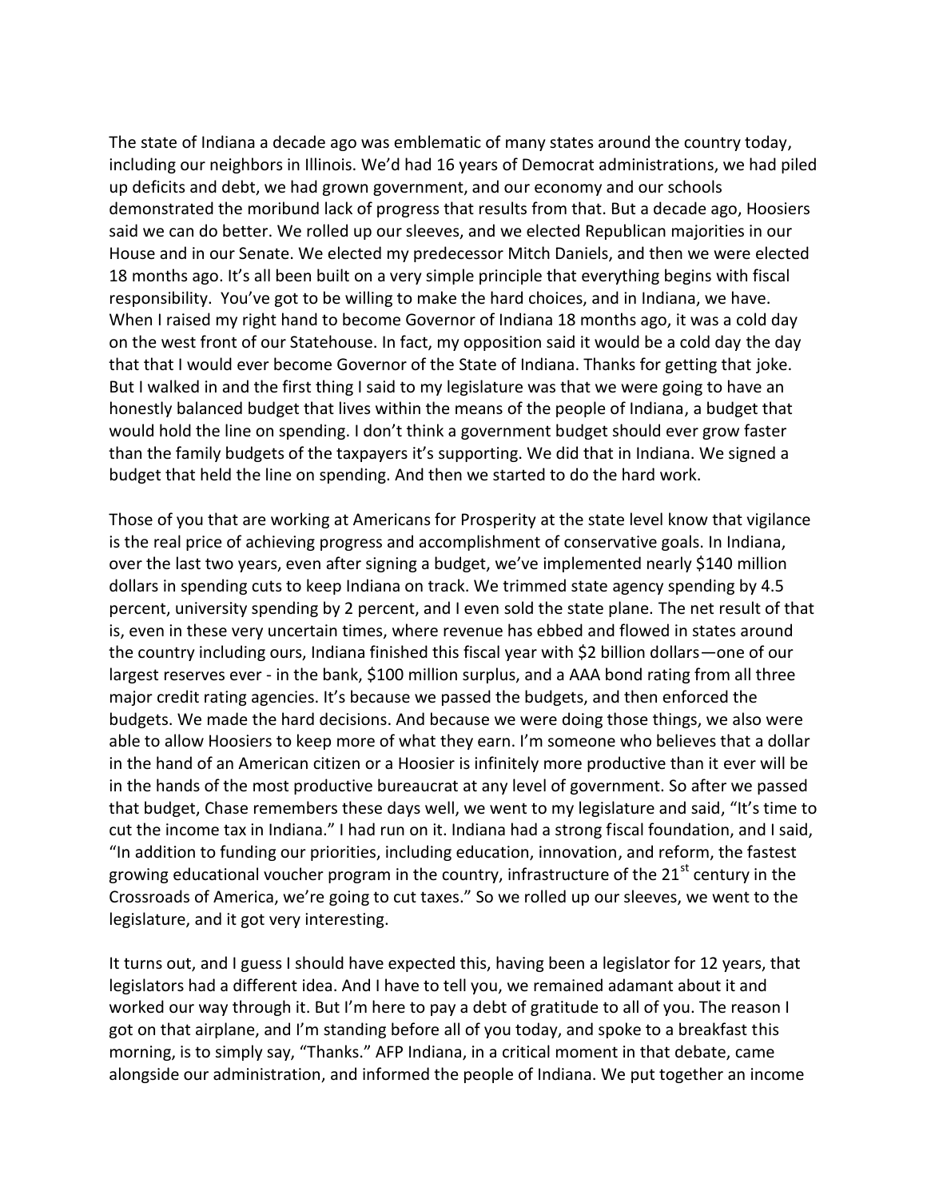The state of Indiana a decade ago was emblematic of many states around the country today, including our neighbors in Illinois. We'd had 16 years of Democrat administrations, we had piled up deficits and debt, we had grown government, and our economy and our schools demonstrated the moribund lack of progress that results from that. But a decade ago, Hoosiers said we can do better. We rolled up our sleeves, and we elected Republican majorities in our House and in our Senate. We elected my predecessor Mitch Daniels, and then we were elected 18 months ago. It's all been built on a very simple principle that everything begins with fiscal responsibility. You've got to be willing to make the hard choices, and in Indiana, we have. When I raised my right hand to become Governor of Indiana 18 months ago, it was a cold day on the west front of our Statehouse. In fact, my opposition said it would be a cold day the day that that I would ever become Governor of the State of Indiana. Thanks for getting that joke. But I walked in and the first thing I said to my legislature was that we were going to have an honestly balanced budget that lives within the means of the people of Indiana, a budget that would hold the line on spending. I don't think a government budget should ever grow faster than the family budgets of the taxpayers it's supporting. We did that in Indiana. We signed a budget that held the line on spending. And then we started to do the hard work.

Those of you that are working at Americans for Prosperity at the state level know that vigilance is the real price of achieving progress and accomplishment of conservative goals. In Indiana, over the last two years, even after signing a budget, we've implemented nearly $140 million dollars in spending cuts to keep Indiana on track. We trimmed state agency spending by 4.5 percent, university spending by 2 percent, and I even sold the state plane. The net result of that is, even in these very uncertain times, where revenue has ebbed and flowed in states around the country including ours, Indiana finished this fiscal year with $2 billion dollars—one of our largest reserves ever - in the bank, $100 million surplus, and a AAA bond rating from all three major credit rating agencies. It's because we passed the budgets, and then enforced the budgets. We made the hard decisions. And because we were doing those things, we also were able to allow Hoosiers to keep more of what they earn. I'm someone who believes that a dollar in the hand of an American citizen or a Hoosier is infinitely more productive than it ever will be in the hands of the most productive bureaucrat at any level of government. So after we passed that budget, Chase remembers these days well, we went to my legislature and said, "It's time to cut the income tax in Indiana." I had run on it. Indiana had a strong fiscal foundation, and I said, "In addition to funding our priorities, including education, innovation, and reform, the fastest growing educational voucher program in the country, infrastructure of the 21st century in the Crossroads of America, we're going to cut taxes." So we rolled up our sleeves, we went to the legislature, and it got very interesting.

It turns out, and I guess I should have expected this, having been a legislator for 12 years, that legislators had a different idea. And I have to tell you, we remained adamant about it and worked our way through it. But I'm here to pay a debt of gratitude to all of you. The reason I got on that airplane, and I'm standing before all of you today, and spoke to a breakfast this morning, is to simply say, "Thanks." AFP Indiana, in a critical moment in that debate, came alongside our administration, and informed the people of Indiana. We put together an income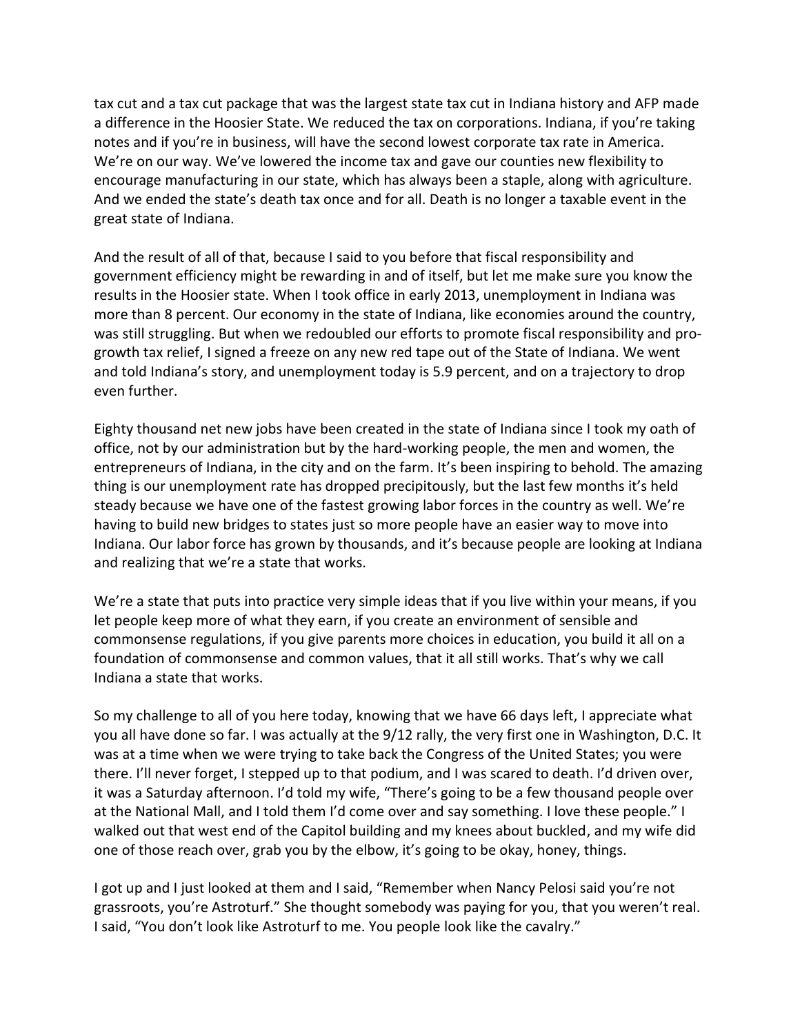tax cut and a tax cut package that was the largest state tax cut in Indiana history and AFP made a difference in the Hoosier State. We reduced the tax on corporations. Indiana, if you're taking notes and if you're in business, will have the second lowest corporate tax rate in America. We're on our way. We've lowered the income tax and gave our counties new flexibility to encourage manufacturing in our state, which has always been a staple, along with agriculture. And we ended the state's death tax once and for all. Death is no longer a taxable event in the great state of Indiana.

And the result of all of that, because I said to you before that fiscal responsibility and government efficiency might be rewarding in and of itself, but let me make sure you know the results in the Hoosier state. When I took office in early 2013, unemployment in Indiana was more than 8 percent. Our economy in the state of Indiana, like economies around the country, was still struggling. But when we redoubled our efforts to promote fiscal responsibility and pro-growth tax relief, I signed a freeze on any new red tape out of the State of Indiana. We went and told Indiana's story, and unemployment today is 5.9 percent, and on a trajectory to drop even further.

Eighty thousand net new jobs have been created in the state of Indiana since I took my oath of office, not by our administration but by the hard-working people, the men and women, the entrepreneurs of Indiana, in the city and on the farm. It's been inspiring to behold. The amazing thing is our unemployment rate has dropped precipitously, but the last few months it's held steady because we have one of the fastest growing labor forces in the country as well. We're having to build new bridges to states just so more people have an easier way to move into Indiana. Our labor force has grown by thousands, and it's because people are looking at Indiana and realizing that we're a state that works.

We're a state that puts into practice very simple ideas that if you live within your means, if you let people keep more of what they earn, if you create an environment of sensible and commonsense regulations, if you give parents more choices in education, you build it all on a foundation of commonsense and common values, that it all still works. That's why we call Indiana a state that works.

So my challenge to all of you here today, knowing that we have 66 days left, I appreciate what you all have done so far. I was actually at the 9/12 rally, the very first one in Washington, D.C. It was at a time when we were trying to take back the Congress of the United States; you were there. I'll never forget, I stepped up to that podium, and I was scared to death. I'd driven over, it was a Saturday afternoon. I'd told my wife, "There's going to be a few thousand people over at the National Mall, and I told them I'd come over and say something. I love these people." I walked out that west end of the Capitol building and my knees about buckled, and my wife did one of those reach over, grab you by the elbow, it's going to be okay, honey, things.

I got up and I just looked at them and I said, "Remember when Nancy Pelosi said you're not grassroots, you're Astroturf." She thought somebody was paying for you, that you weren't real. I said, "You don't look like Astroturf to me. You people look like the cavalry."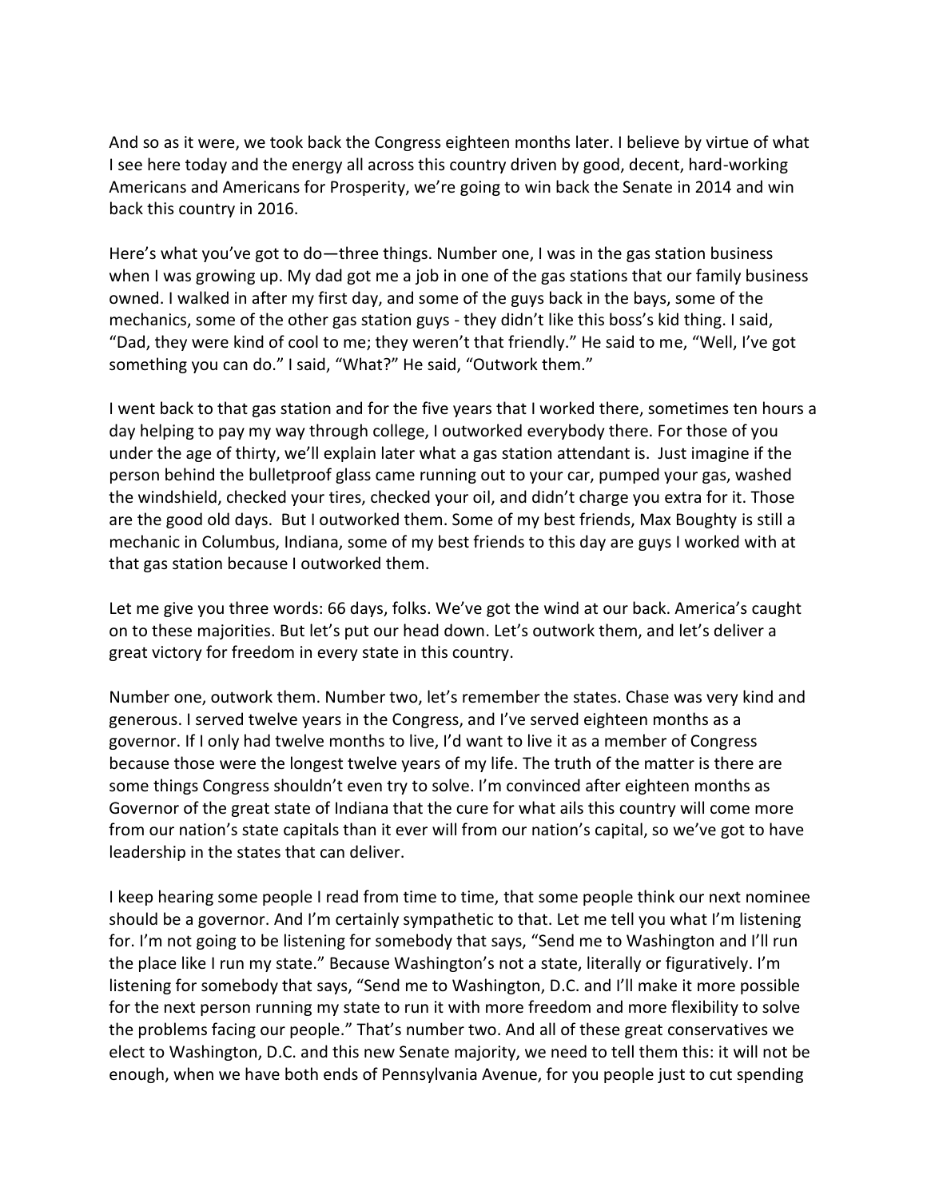And so as it were, we took back the Congress eighteen months later. I believe by virtue of what I see here today and the energy all across this country driven by good, decent, hard-working Americans and Americans for Prosperity, we're going to win back the Senate in 2014 and win back this country in 2016.

Here's what you've got to do—three things. Number one, I was in the gas station business when I was growing up. My dad got me a job in one of the gas stations that our family business owned. I walked in after my first day, and some of the guys back in the bays, some of the mechanics, some of the other gas station guys - they didn't like this boss's kid thing. I said, "Dad, they were kind of cool to me; they weren't that friendly." He said to me, "Well, I've got something you can do." I said, "What?" He said, "Outwork them."

I went back to that gas station and for the five years that I worked there, sometimes ten hours a day helping to pay my way through college, I outworked everybody there. For those of you under the age of thirty, we'll explain later what a gas station attendant is. Just imagine if the person behind the bulletproof glass came running out to your car, pumped your gas, washed the windshield, checked your tires, checked your oil, and didn't charge you extra for it. Those are the good old days. But I outworked them. Some of my best friends, Max Boughty is still a mechanic in Columbus, Indiana, some of my best friends to this day are guys I worked with at that gas station because I outworked them.

Let me give you three words: 66 days, folks. We've got the wind at our back. America's caught on to these majorities. But let's put our head down. Let's outwork them, and let's deliver a great victory for freedom in every state in this country.

Number one, outwork them. Number two, let's remember the states. Chase was very kind and generous. I served twelve years in the Congress, and I've served eighteen months as a governor. If I only had twelve months to live, I'd want to live it as a member of Congress because those were the longest twelve years of my life. The truth of the matter is there are some things Congress shouldn't even try to solve. I'm convinced after eighteen months as Governor of the great state of Indiana that the cure for what ails this country will come more from our nation's state capitals than it ever will from our nation's capital, so we've got to have leadership in the states that can deliver.

I keep hearing some people I read from time to time, that some people think our next nominee should be a governor. And I'm certainly sympathetic to that. Let me tell you what I'm listening for. I'm not going to be listening for somebody that says, "Send me to Washington and I'll run the place like I run my state." Because Washington's not a state, literally or figuratively. I'm listening for somebody that says, "Send me to Washington, D.C. and I'll make it more possible for the next person running my state to run it with more freedom and more flexibility to solve the problems facing our people." That's number two. And all of these great conservatives we elect to Washington, D.C. and this new Senate majority, we need to tell them this: it will not be enough, when we have both ends of Pennsylvania Avenue, for you people just to cut spending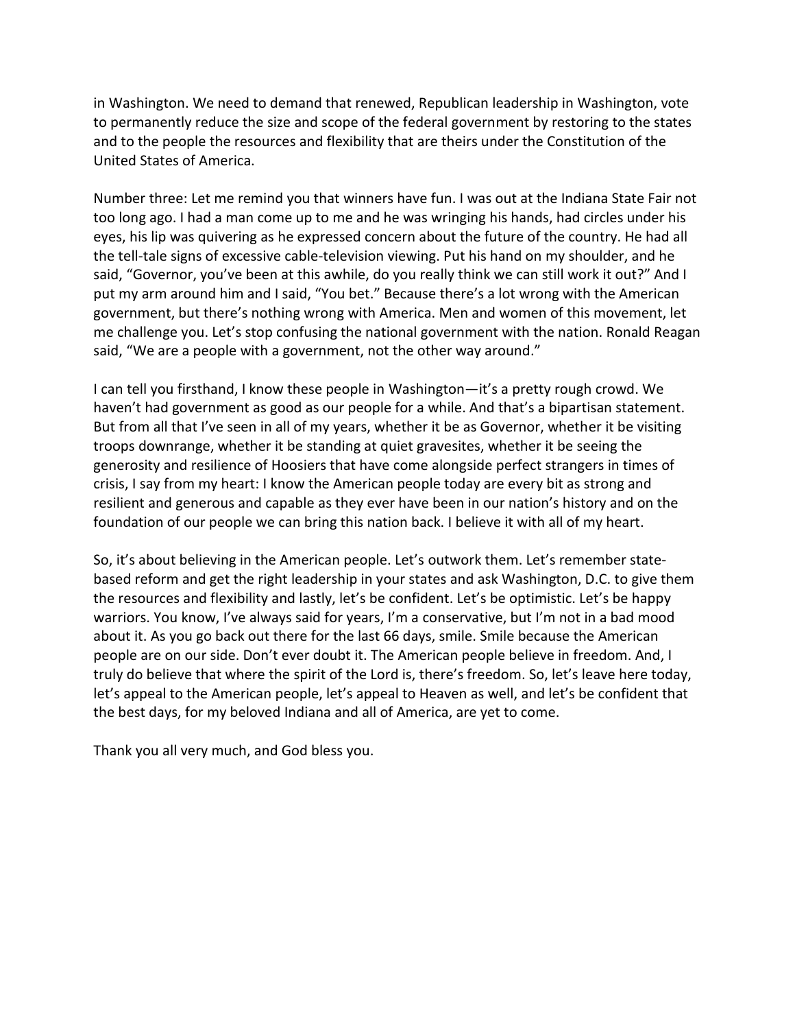in Washington. We need to demand that renewed, Republican leadership in Washington, vote to permanently reduce the size and scope of the federal government by restoring to the states and to the people the resources and flexibility that are theirs under the Constitution of the United States of America.

Number three: Let me remind you that winners have fun. I was out at the Indiana State Fair not too long ago. I had a man come up to me and he was wringing his hands, had circles under his eyes, his lip was quivering as he expressed concern about the future of the country. He had all the tell-tale signs of excessive cable-television viewing. Put his hand on my shoulder, and he said, "Governor, you've been at this awhile, do you really think we can still work it out?" And I put my arm around him and I said, "You bet." Because there's a lot wrong with the American government, but there's nothing wrong with America. Men and women of this movement, let me challenge you. Let's stop confusing the national government with the nation. Ronald Reagan said, "We are a people with a government, not the other way around."

I can tell you firsthand, I know these people in Washington—it's a pretty rough crowd. We haven't had government as good as our people for a while. And that's a bipartisan statement. But from all that I've seen in all of my years, whether it be as Governor, whether it be visiting troops downrange, whether it be standing at quiet gravesites, whether it be seeing the generosity and resilience of Hoosiers that have come alongside perfect strangers in times of crisis, I say from my heart: I know the American people today are every bit as strong and resilient and generous and capable as they ever have been in our nation's history and on the foundation of our people we can bring this nation back. I believe it with all of my heart.

So, it's about believing in the American people. Let's outwork them. Let's remember state-based reform and get the right leadership in your states and ask Washington, D.C. to give them the resources and flexibility and lastly, let's be confident. Let's be optimistic. Let's be happy warriors. You know, I've always said for years, I'm a conservative, but I'm not in a bad mood about it. As you go back out there for the last 66 days, smile. Smile because the American people are on our side. Don't ever doubt it. The American people believe in freedom. And, I truly do believe that where the spirit of the Lord is, there's freedom. So, let's leave here today, let's appeal to the American people, let's appeal to Heaven as well, and let's be confident that the best days, for my beloved Indiana and all of America, are yet to come.

Thank you all very much, and God bless you.